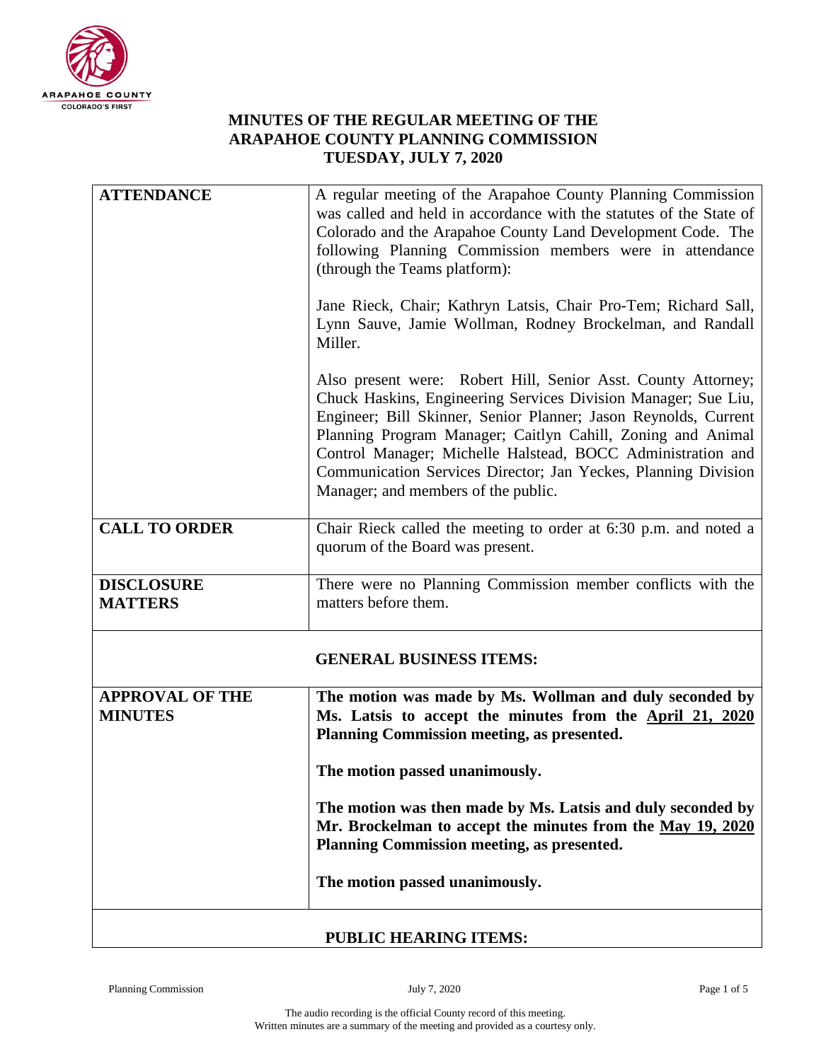# MINUTES OF THE REGULAR MEETING OF THE ARAPAHOE COUNTY PLANNING COMMISSION TUESDAY, JULY 7, 2020

| | |
|---|---|
| **ATTENDANCE** | A regular meeting of the Arapahoe County Planning Commission was called and held in accordance with the statutes of the State of Colorado and the Arapahoe County Land Development Code. The following Planning Commission members were in attendance (through the Teams platform):<br><br>Jane Rieck, Chair; Kathryn Latsis, Chair Pro-Tem; Richard Sall, Lynn Sauve, Jamie Wollman, Rodney Brockelman, and Randall Miller.<br><br>Also present were: Robert Hill, Senior Asst. County Attorney; Chuck Haskins, Engineering Services Division Manager; Sue Liu, Engineer; Bill Skinner, Senior Planner; Jason Reynolds, Current Planning Program Manager; Caitlyn Cahill, Zoning and Animal Control Manager; Michelle Halstead, BOCC Administration and Communication Services Director; Jan Yeckes, Planning Division Manager; and members of the public. |
| **CALL TO ORDER** | Chair Rieck called the meeting to order at 6:30 p.m. and noted a quorum of the Board was present. |
| **DISCLOSURE MATTERS** | There were no Planning Commission member conflicts with the matters before them. |
| **GENERAL BUSINESS ITEMS:** | |
| **APPROVAL OF THE MINUTES** | **The motion was made by Ms. Wollman and duly seconded by Ms. Latsis to accept the minutes from the April 21, 2020 Planning Commission meeting, as presented.**<br><br>**The motion passed unanimously.**<br><br>**The motion was then made by Ms. Latsis and duly seconded by Mr. Brockelman to accept the minutes from the May 19, 2020 Planning Commission meeting, as presented.**<br><br>**The motion passed unanimously.** |
| **PUBLIC HEARING ITEMS:** | |

The audio recording is the official County record of this meeting.
Written minutes are a summary of the meeting and provided as a courtesy only.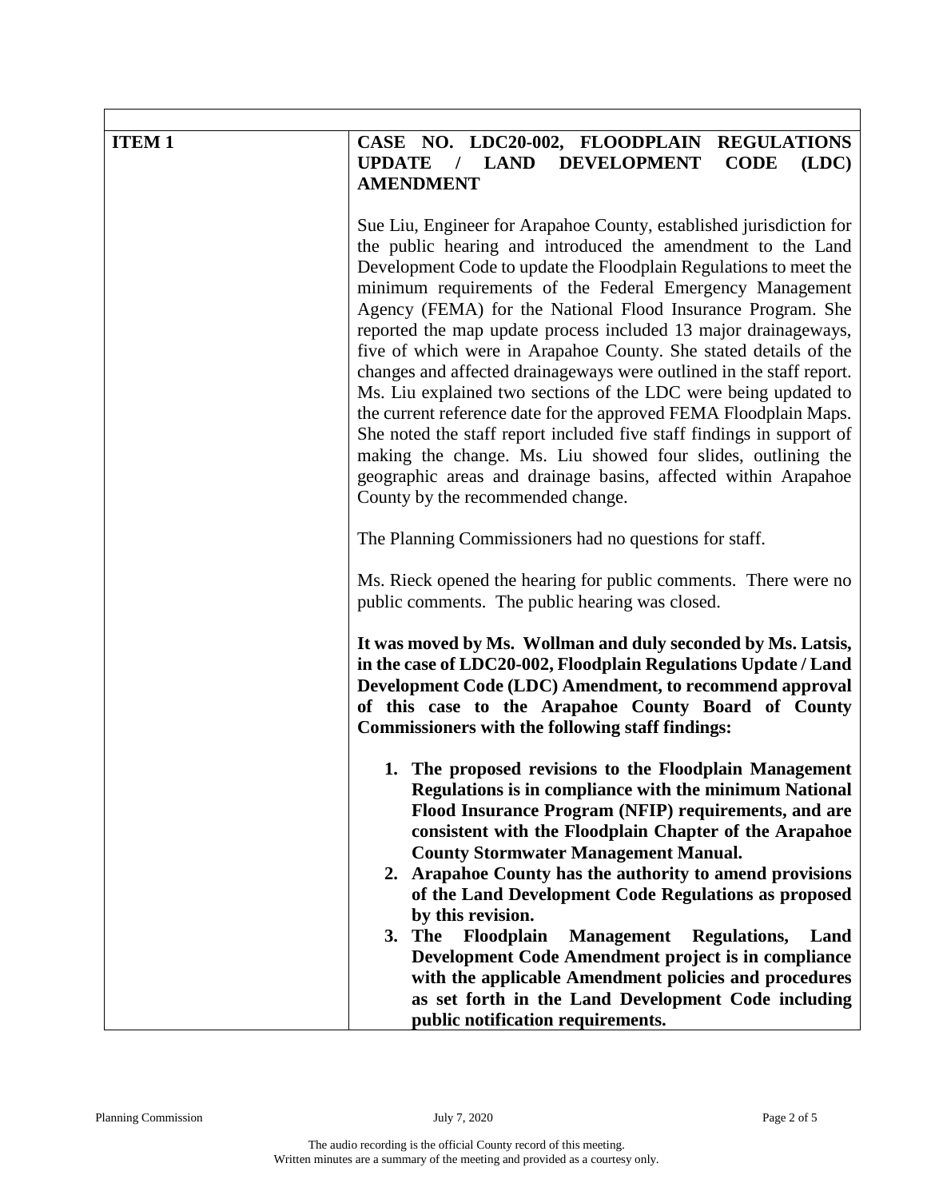| ITEM 1 | CASE NO. LDC20-002, FLOODPLAIN REGULATIONS UPDATE / LAND DEVELOPMENT CODE (LDC) AMENDMENT |
|---|---|

**ITEM 1**

**CASE NO. LDC20-002, FLOODPLAIN REGULATIONS UPDATE / LAND DEVELOPMENT CODE (LDC) AMENDMENT**

Sue Liu, Engineer for Arapahoe County, established jurisdiction for the public hearing and introduced the amendment to the Land Development Code to update the Floodplain Regulations to meet the minimum requirements of the Federal Emergency Management Agency (FEMA) for the National Flood Insurance Program. She reported the map update process included 13 major drainageways, five of which were in Arapahoe County. She stated details of the changes and affected drainageways were outlined in the staff report. Ms. Liu explained two sections of the LDC were being updated to the current reference date for the approved FEMA Floodplain Maps. She noted the staff report included five staff findings in support of making the change. Ms. Liu showed four slides, outlining the geographic areas and drainage basins, affected within Arapahoe County by the recommended change.

The Planning Commissioners had no questions for staff.

Ms. Rieck opened the hearing for public comments. There were no public comments. The public hearing was closed.

**It was moved by Ms. Wollman and duly seconded by Ms. Latsis, in the case of LDC20-002, Floodplain Regulations Update / Land Development Code (LDC) Amendment, to recommend approval of this case to the Arapahoe County Board of County Commissioners with the following staff findings:**

1. **The proposed revisions to the Floodplain Management Regulations is in compliance with the minimum National Flood Insurance Program (NFIP) requirements, and are consistent with the Floodplain Chapter of the Arapahoe County Stormwater Management Manual.**
2. **Arapahoe County has the authority to amend provisions of the Land Development Code Regulations as proposed by this revision.**
3. **The Floodplain Management Regulations, Land Development Code Amendment project is in compliance with the applicable Amendment policies and procedures as set forth in the Land Development Code including public notification requirements.**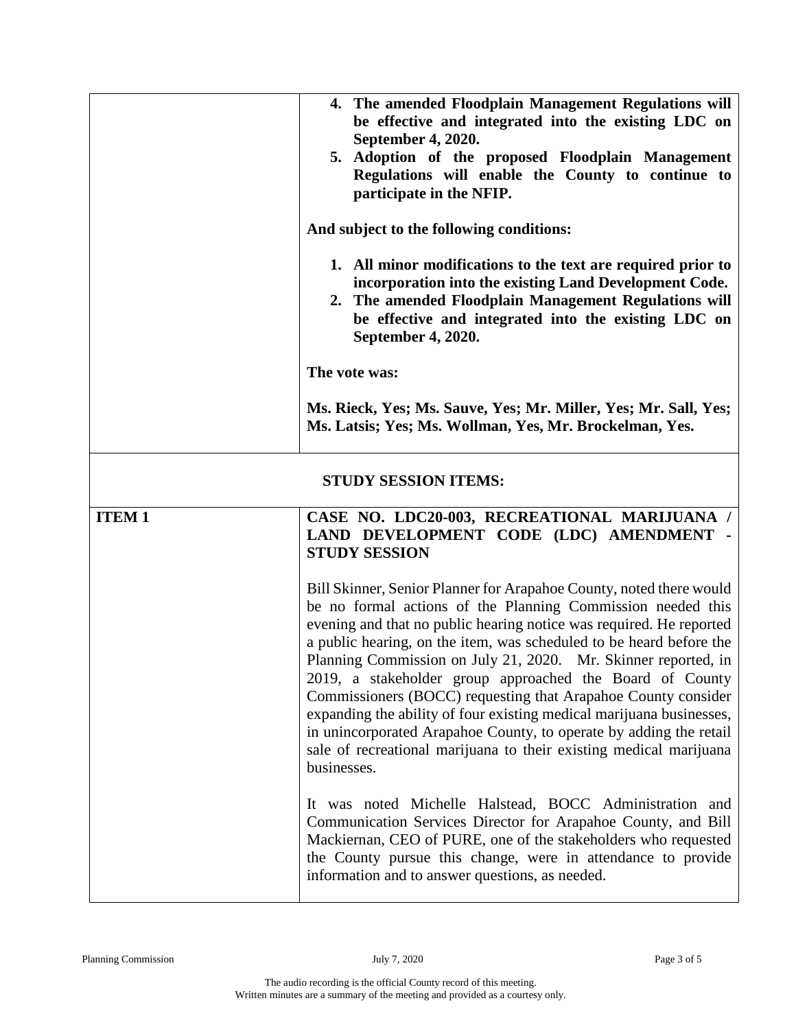| | |
|---|---|
| | **4. The amended Floodplain Management Regulations will be effective and integrated into the existing LDC on September 4, 2020.**<br>**5. Adoption of the proposed Floodplain Management Regulations will enable the County to continue to participate in the NFIP.**<br><br>**And subject to the following conditions:**<br><br>**1. All minor modifications to the text are required prior to incorporation into the existing Land Development Code.**<br>**2. The amended Floodplain Management Regulations will be effective and integrated into the existing LDC on September 4, 2020.**<br><br>**The vote was:**<br><br>**Ms. Rieck, Yes; Ms. Sauve, Yes; Mr. Miller, Yes; Mr. Sall, Yes; Ms. Latsis; Yes; Ms. Wollman, Yes, Mr. Brockelman, Yes.** |

**STUDY SESSION ITEMS:**

| | |
|---|---|
| **ITEM 1** | **CASE NO. LDC20-003, RECREATIONAL MARIJUANA / LAND DEVELOPMENT CODE (LDC) AMENDMENT - STUDY SESSION**<br><br>Bill Skinner, Senior Planner for Arapahoe County, noted there would be no formal actions of the Planning Commission needed this evening and that no public hearing notice was required. He reported a public hearing, on the item, was scheduled to be heard before the Planning Commission on July 21, 2020. Mr. Skinner reported, in 2019, a stakeholder group approached the Board of County Commissioners (BOCC) requesting that Arapahoe County consider expanding the ability of four existing medical marijuana businesses, in unincorporated Arapahoe County, to operate by adding the retail sale of recreational marijuana to their existing medical marijuana businesses.<br><br>It was noted Michelle Halstead, BOCC Administration and Communication Services Director for Arapahoe County, and Bill Mackiernan, CEO of PURE, one of the stakeholders who requested the County pursue this change, were in attendance to provide information and to answer questions, as needed. |

The audio recording is the official County record of this meeting.
Written minutes are a summary of the meeting and provided as a courtesy only.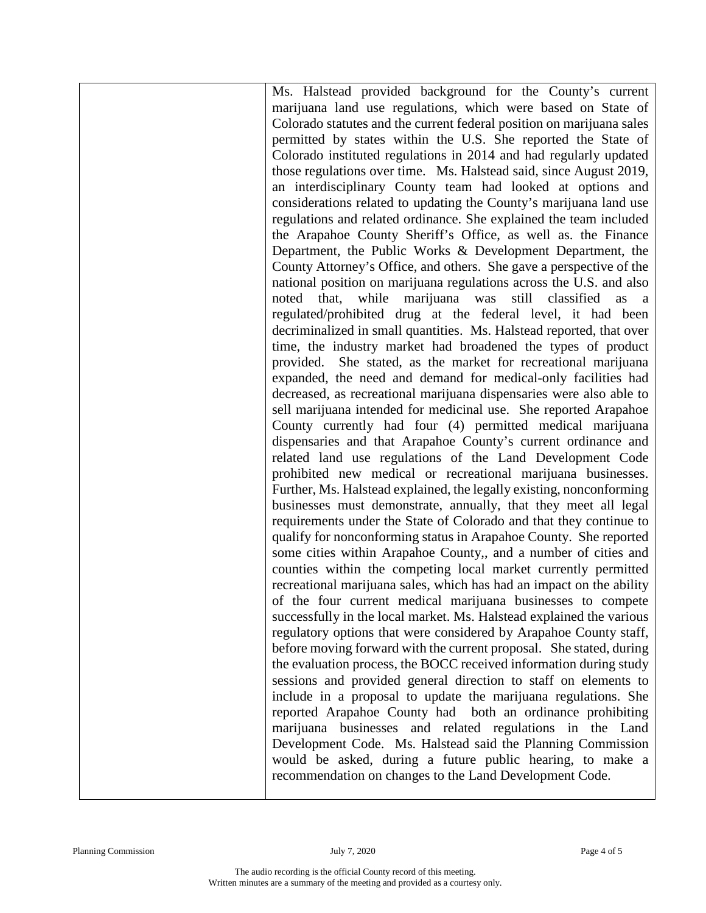| | |
|---|---|
| | Ms. Halstead provided background for the County's current marijuana land use regulations, which were based on State of Colorado statutes and the current federal position on marijuana sales permitted by states within the U.S. She reported the State of Colorado instituted regulations in 2014 and had regularly updated those regulations over time. Ms. Halstead said, since August 2019, an interdisciplinary County team had looked at options and considerations related to updating the County's marijuana land use regulations and related ordinance. She explained the team included the Arapahoe County Sheriff's Office, as well as. the Finance Department, the Public Works & Development Department, the County Attorney's Office, and others. She gave a perspective of the national position on marijuana regulations across the U.S. and also noted that, while marijuana was still classified as a regulated/prohibited drug at the federal level, it had been decriminalized in small quantities. Ms. Halstead reported, that over time, the industry market had broadened the types of product provided. She stated, as the market for recreational marijuana expanded, the need and demand for medical-only facilities had decreased, as recreational marijuana dispensaries were also able to sell marijuana intended for medicinal use. She reported Arapahoe County currently had four (4) permitted medical marijuana dispensaries and that Arapahoe County's current ordinance and related land use regulations of the Land Development Code prohibited new medical or recreational marijuana businesses. Further, Ms. Halstead explained, the legally existing, nonconforming businesses must demonstrate, annually, that they meet all legal requirements under the State of Colorado and that they continue to qualify for nonconforming status in Arapahoe County. She reported some cities within Arapahoe County,, and a number of cities and counties within the competing local market currently permitted recreational marijuana sales, which has had an impact on the ability of the four current medical marijuana businesses to compete successfully in the local market. Ms. Halstead explained the various regulatory options that were considered by Arapahoe County staff, before moving forward with the current proposal. She stated, during the evaluation process, the BOCC received information during study sessions and provided general direction to staff on elements to include in a proposal to update the marijuana regulations. She reported Arapahoe County had both an ordinance prohibiting marijuana businesses and related regulations in the Land Development Code. Ms. Halstead said the Planning Commission would be asked, during a future public hearing, to make a recommendation on changes to the Land Development Code. |

The audio recording is the official County record of this meeting.
Written minutes are a summary of the meeting and provided as a courtesy only.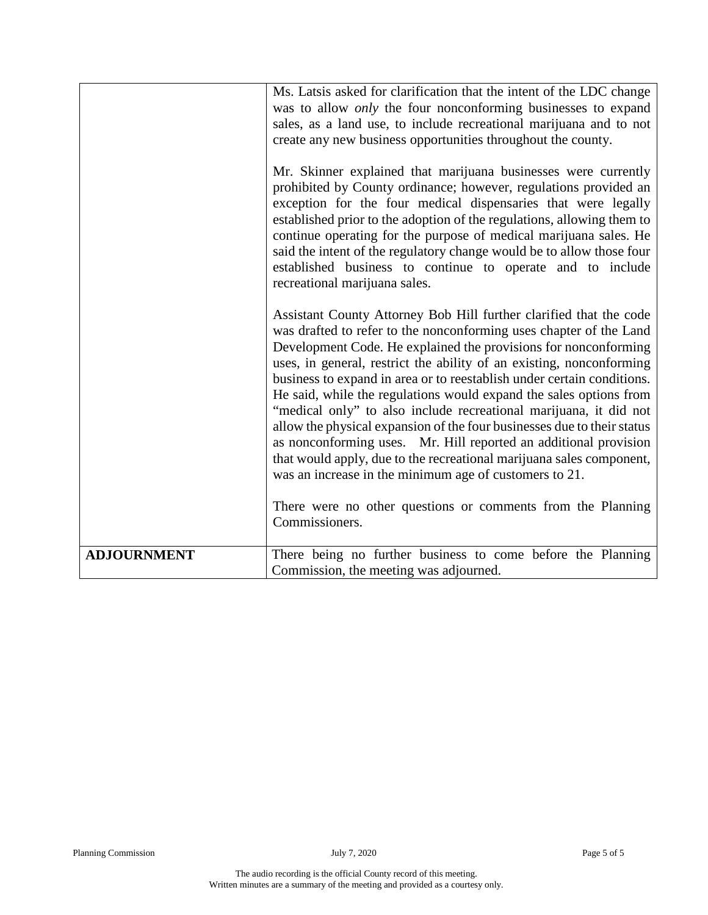| | |
|---|---|
| | Ms. Latsis asked for clarification that the intent of the LDC change was to allow *only* the four nonconforming businesses to expand sales, as a land use, to include recreational marijuana and to not create any new business opportunities throughout the county.<br><br>Mr. Skinner explained that marijuana businesses were currently prohibited by County ordinance; however, regulations provided an exception for the four medical dispensaries that were legally established prior to the adoption of the regulations, allowing them to continue operating for the purpose of medical marijuana sales. He said the intent of the regulatory change would be to allow those four established business to continue to operate and to include recreational marijuana sales.<br><br>Assistant County Attorney Bob Hill further clarified that the code was drafted to refer to the nonconforming uses chapter of the Land Development Code. He explained the provisions for nonconforming uses, in general, restrict the ability of an existing, nonconforming business to expand in area or to reestablish under certain conditions. He said, while the regulations would expand the sales options from "medical only" to also include recreational marijuana, it did not allow the physical expansion of the four businesses due to their status as nonconforming uses. Mr. Hill reported an additional provision that would apply, due to the recreational marijuana sales component, was an increase in the minimum age of customers to 21.<br><br>There were no other questions or comments from the Planning Commissioners. |
| **ADJOURNMENT** | There being no further business to come before the Planning Commission, the meeting was adjourned. |

The audio recording is the official County record of this meeting.
Written minutes are a summary of the meeting and provided as a courtesy only.